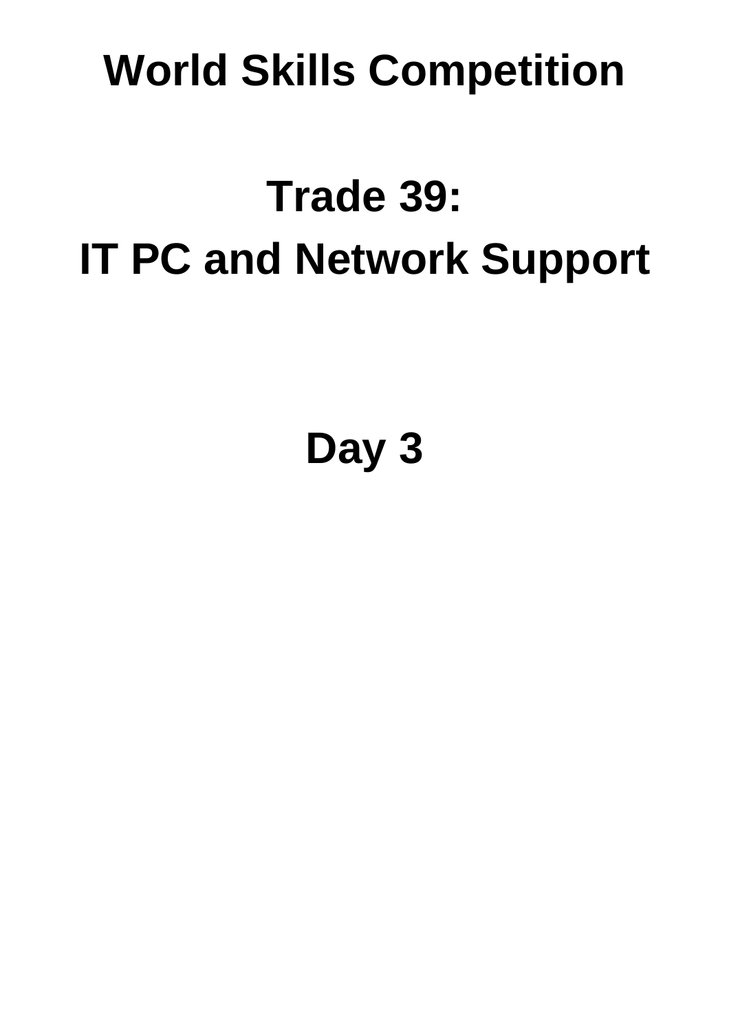# World Skills Competition

# Trade 39:
# IT PC and Network Support

# Day 3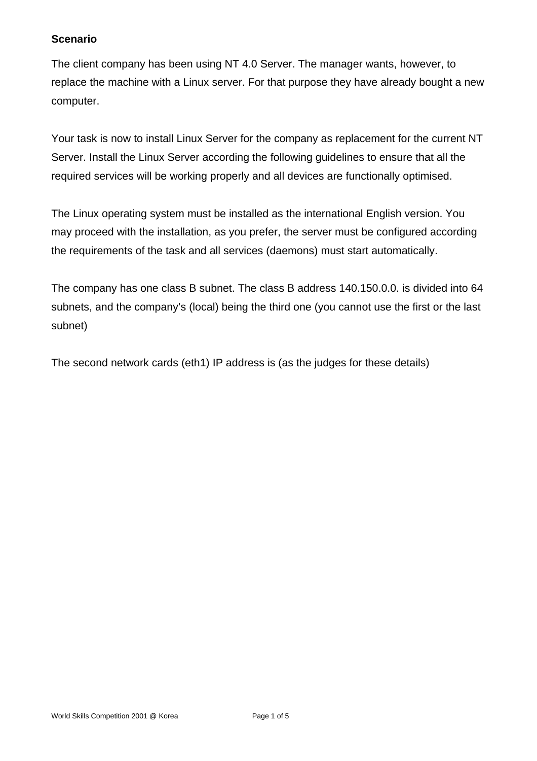**Scenario**

The client company has been using NT 4.0 Server. The manager wants, however, to replace the machine with a Linux server. For that purpose they have already bought a new computer.

Your task is now to install Linux Server for the company as replacement for the current NT Server. Install the Linux Server according the following guidelines to ensure that all the required services will be working properly and all devices are functionally optimised.

The Linux operating system must be installed as the international English version. You may proceed with the installation, as you prefer, the server must be configured according the requirements of the task and all services (daemons) must start automatically.

The company has one class B subnet. The class B address 140.150.0.0. is divided into 64 subnets, and the company's (local) being the third one (you cannot use the first or the last subnet)

The second network cards (eth1) IP address is (as the judges for these details)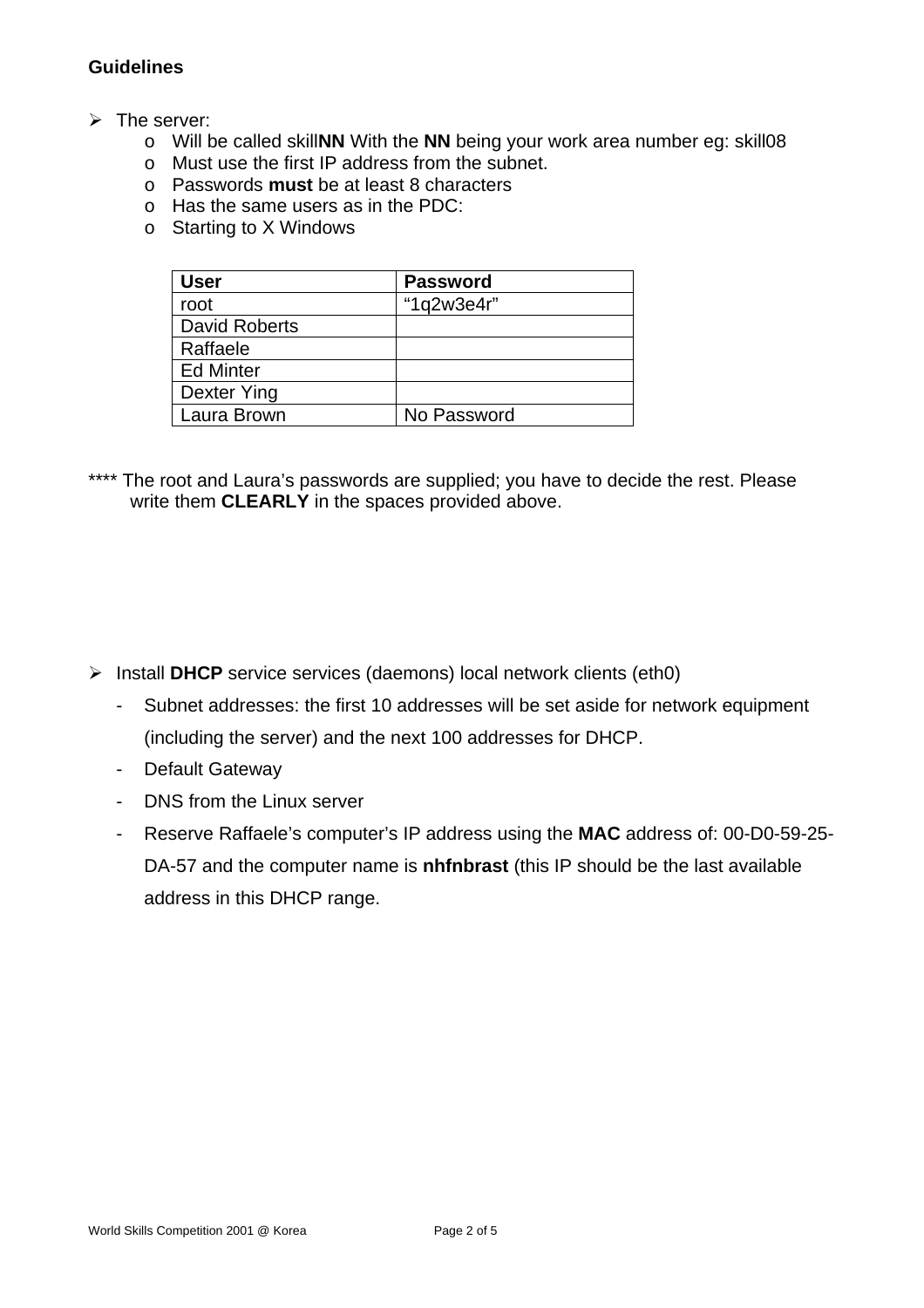**Guidelines**

- The server:
  - Will be called skill**NN** With the **NN** being your work area number eg: skill08
  - Must use the first IP address from the subnet.
  - Passwords **must** be at least 8 characters
  - Has the same users as in the PDC:
  - Starting to X Windows

| User | Password |
|---|---|
| root | “1q2w3e4r” |
| David Roberts | |
| Raffaele | |
| Ed Minter | |
| Dexter Ying | |
| Laura Brown | No Password |

**** The root and Laura’s passwords are supplied; you have to decide the rest. Please write them **CLEARLY** in the spaces provided above.

- Install **DHCP** service services (daemons) local network clients (eth0)
  - Subnet addresses: the first 10 addresses will be set aside for network equipment (including the server) and the next 100 addresses for DHCP.
  - Default Gateway
  - DNS from the Linux server
  - Reserve Raffaele’s computer’s IP address using the **MAC** address of: 00-D0-59-25-DA-57 and the computer name is **nhfnbrast** (this IP should be the last available address in this DHCP range.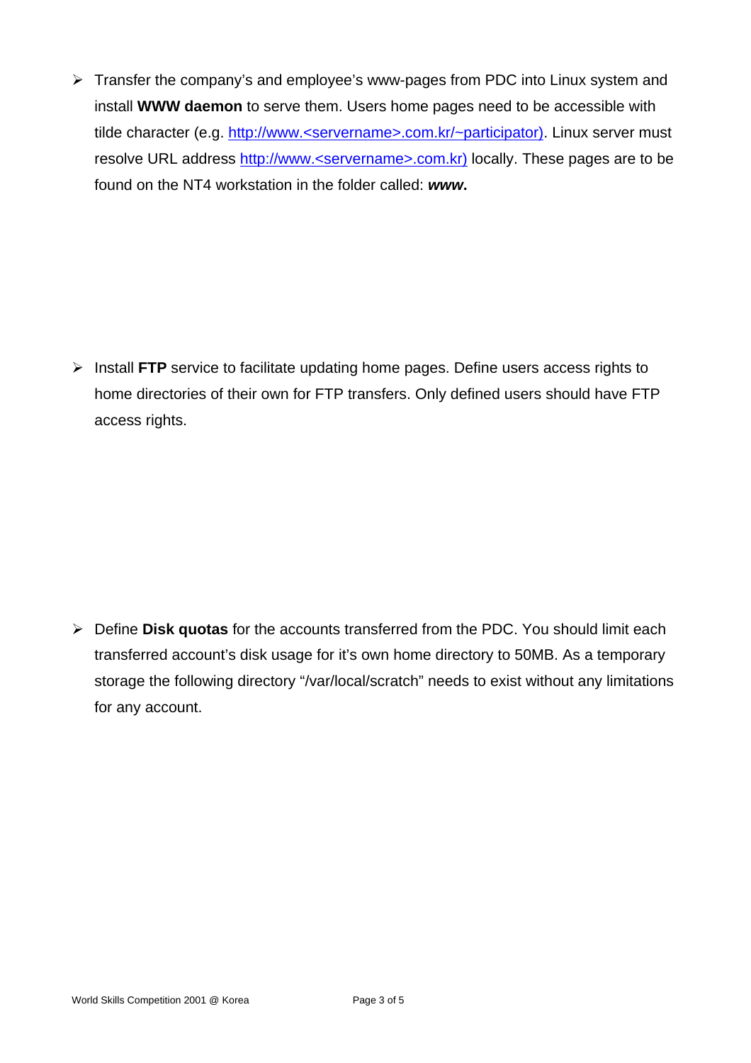- Transfer the company's and employee's www-pages from PDC into Linux system and install **WWW daemon** to serve them. Users home pages need to be accessible with tilde character (e.g. http://www.<servername>.com.kr/~participator). Linux server must resolve URL address http://www.<servername>.com.kr) locally. These pages are to be found on the NT4 workstation in the folder called: ***www*.**

- Install **FTP** service to facilitate updating home pages. Define users access rights to home directories of their own for FTP transfers. Only defined users should have FTP access rights.

- Define **Disk quotas** for the accounts transferred from the PDC. You should limit each transferred account's disk usage for it's own home directory to 50MB. As a temporary storage the following directory "/var/local/scratch" needs to exist without any limitations for any account.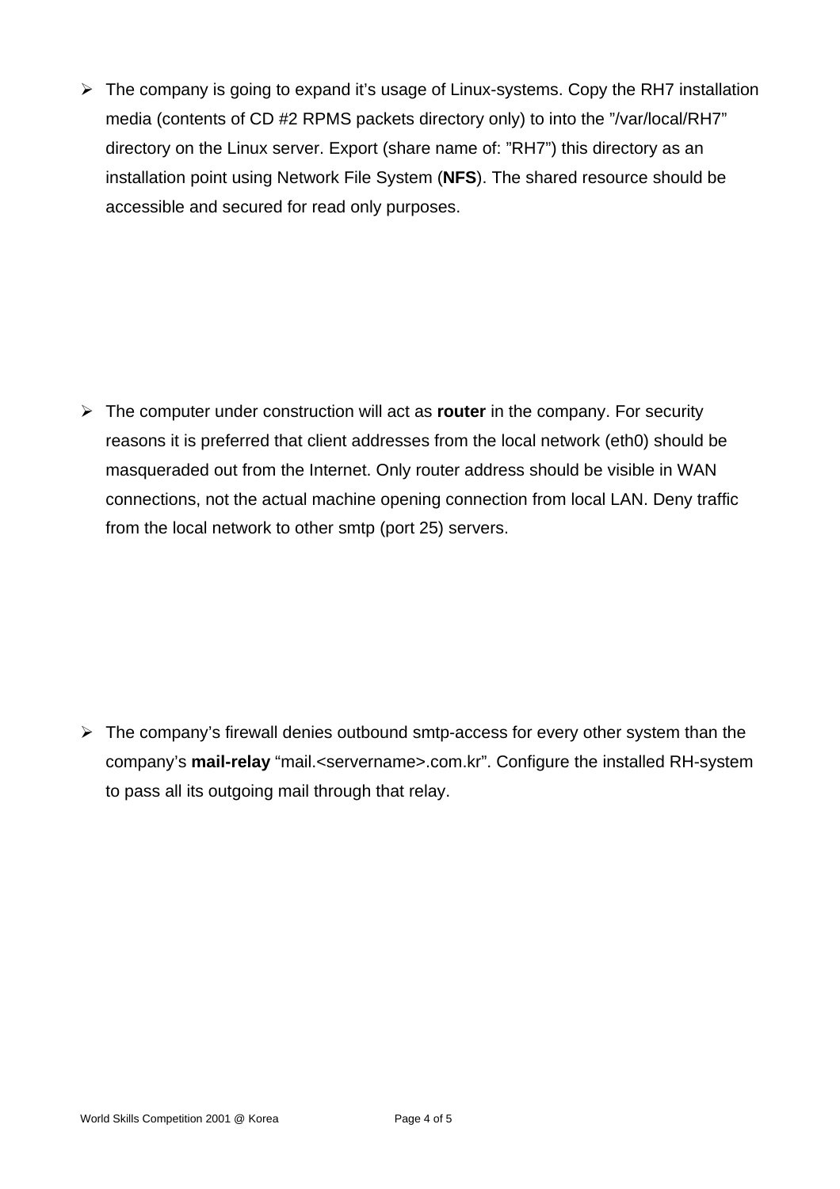- The company is going to expand it's usage of Linux-systems. Copy the RH7 installation media (contents of CD #2 RPMS packets directory only) to into the "/var/local/RH7" directory on the Linux server. Export (share name of: "RH7") this directory as an installation point using Network File System (**NFS**). The shared resource should be accessible and secured for read only purposes.

- The computer under construction will act as **router** in the company. For security reasons it is preferred that client addresses from the local network (eth0) should be masqueraded out from the Internet. Only router address should be visible in WAN connections, not the actual machine opening connection from local LAN. Deny traffic from the local network to other smtp (port 25) servers.

- The company's firewall denies outbound smtp-access for every other system than the company's **mail-relay** "mail.<servername>.com.kr". Configure the installed RH-system to pass all its outgoing mail through that relay.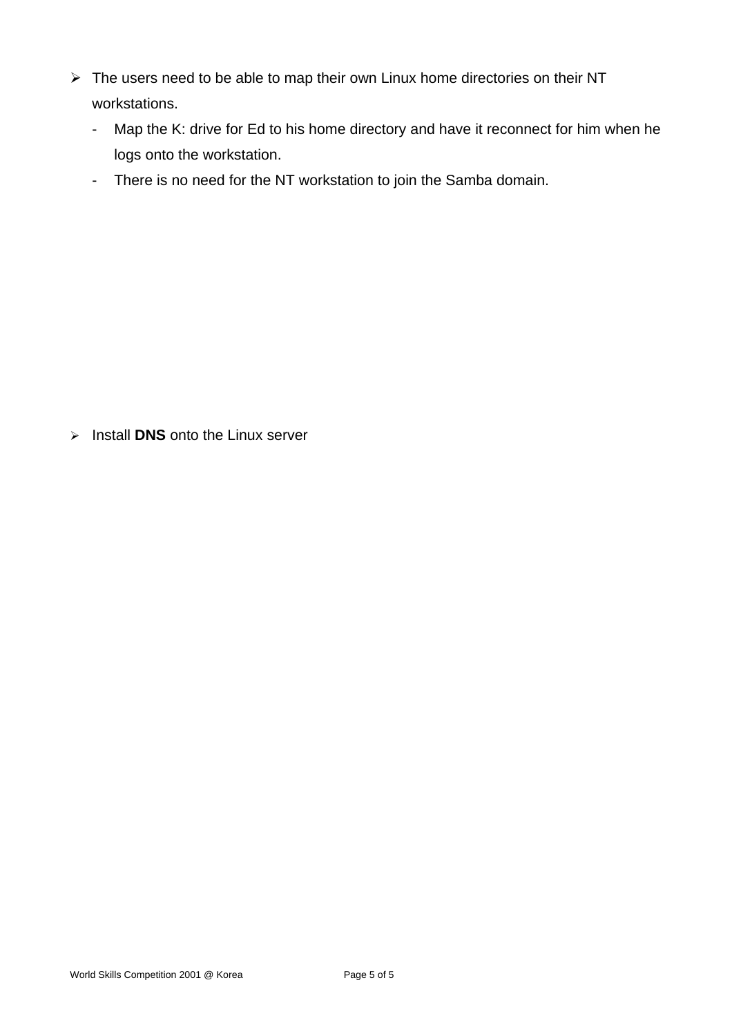- The users need to be able to map their own Linux home directories on their NT workstations.
  - Map the K: drive for Ed to his home directory and have it reconnect for him when he logs onto the workstation.
  - There is no need for the NT workstation to join the Samba domain.

- Install **DNS** onto the Linux server